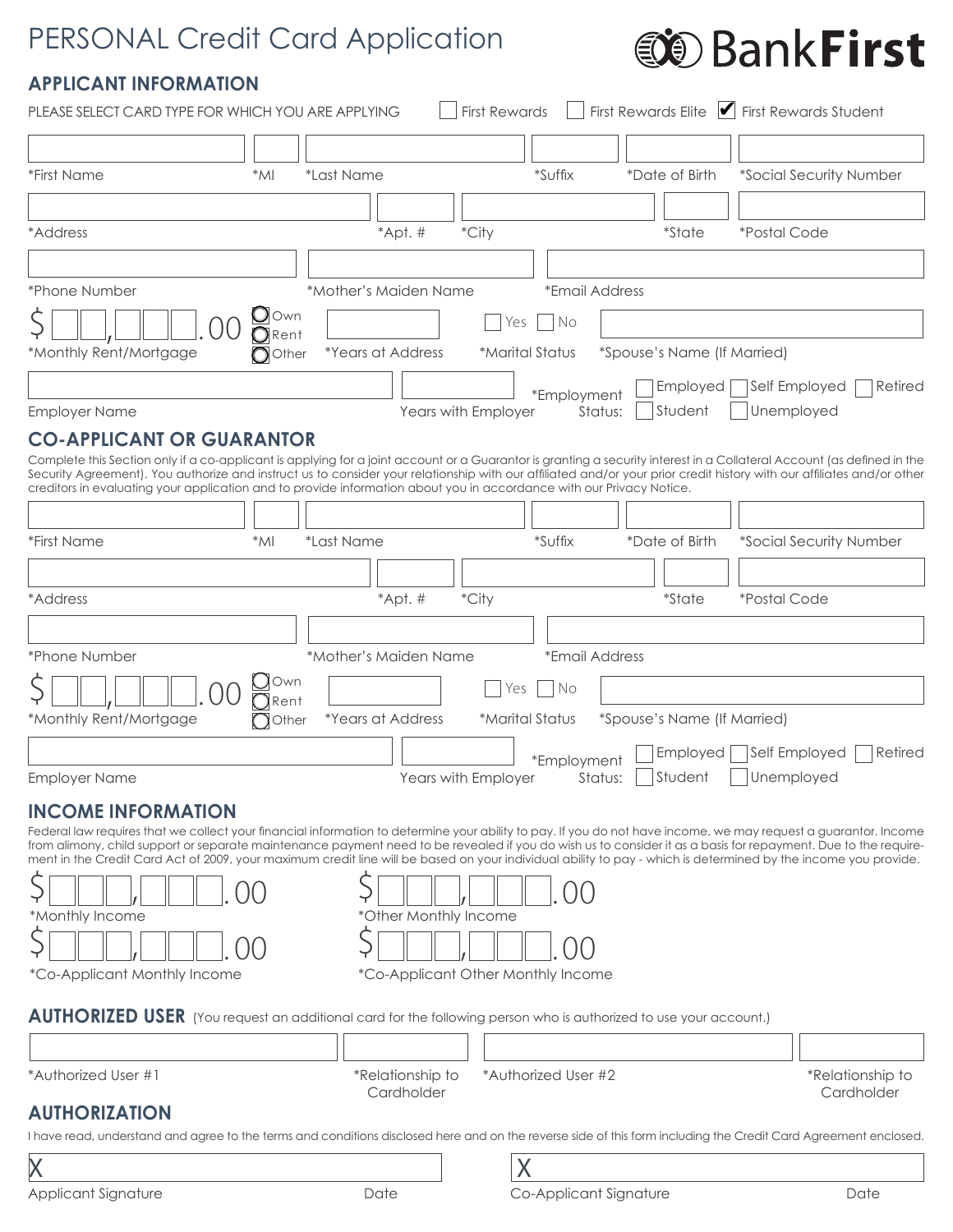# PERSONAL Credit Card Application

**BankFirst**

## APPLICANT INFORMATION

PLEASE SELECT CARD TYPE FOR WHICH YOU ARE APPLYING ☐ First Rewards ☐ First Rewards Elite ☑ First Rewards Student

*First Name | *MI | *Last Name | *Suffix | *Date of Birth | *Social Security Number

*Address | *Apt. # | *City | *State | *Postal Code

*Phone Number | *Mother's Maiden Name | *Email Address

$ \_\_,\_\_\_.00 *Monthly Rent/Mortgage ○ Own ○ Rent ○ Other | *Years at Address | ☐ Yes ☐ No *Marital Status | *Spouse's Name (If Married)

Employer Name | Years with Employer | *Employment Status: ☐ Employed ☐ Self Employed ☐ Retired ☐ Student ☐ Unemployed

## CO-APPLICANT OR GUARANTOR

Complete this Section only if a co-applicant is applying for a joint account or a Guarantor is granting a security interest in a Collateral Account (as defined in the Security Agreement). You authorize and instruct us to consider your relationship with our affiliated and/or your prior credit history with our affiliates and/or other creditors in evaluating your application and to provide information about you in accordance with our Privacy Notice.

*First Name | *MI | *Last Name | *Suffix | *Date of Birth | *Social Security Number

*Address | *Apt. # | *City | *State | *Postal Code

*Phone Number | *Mother's Maiden Name | *Email Address

$ \_\_,\_\_\_.00 *Monthly Rent/Mortgage ○ Own ○ Rent ○ Other | *Years at Address | ☐ Yes ☐ No *Marital Status | *Spouse's Name (If Married)

Employer Name | Years with Employer | *Employment Status: ☐ Employed ☐ Self Employed ☐ Retired ☐ Student ☐ Unemployed

## INCOME INFORMATION

Federal law requires that we collect your financial information to determine your ability to pay. If you do not have income, we may request a guarantor. Income from alimony, child support or separate maintenance payment need to be revealed if you do wish us to consider it as a basis for repayment. Due to the requirement in the Credit Card Act of 2009, your maximum credit line will be based on your individual ability to pay - which is determined by the income you provide.

$ \_\_\_,\_\_\_.00 *Monthly Income | $ \_\_\_,\_\_\_.00 *Other Monthly Income

$ \_\_\_,\_\_\_.00 *Co-Applicant Monthly Income | $ \_\_\_,\_\_\_.00 *Co-Applicant Other Monthly Income

## AUTHORIZED USER (You request an additional card for the following person who is authorized to use your account.)

*Authorized User #1 | *Relationship to Cardholder | *Authorized User #2 | *Relationship to Cardholder

## AUTHORIZATION

I have read, understand and agree to the terms and conditions disclosed here and on the reverse side of this form including the Credit Card Agreement enclosed.

X Applicant Signature | Date | X Co-Applicant Signature | Date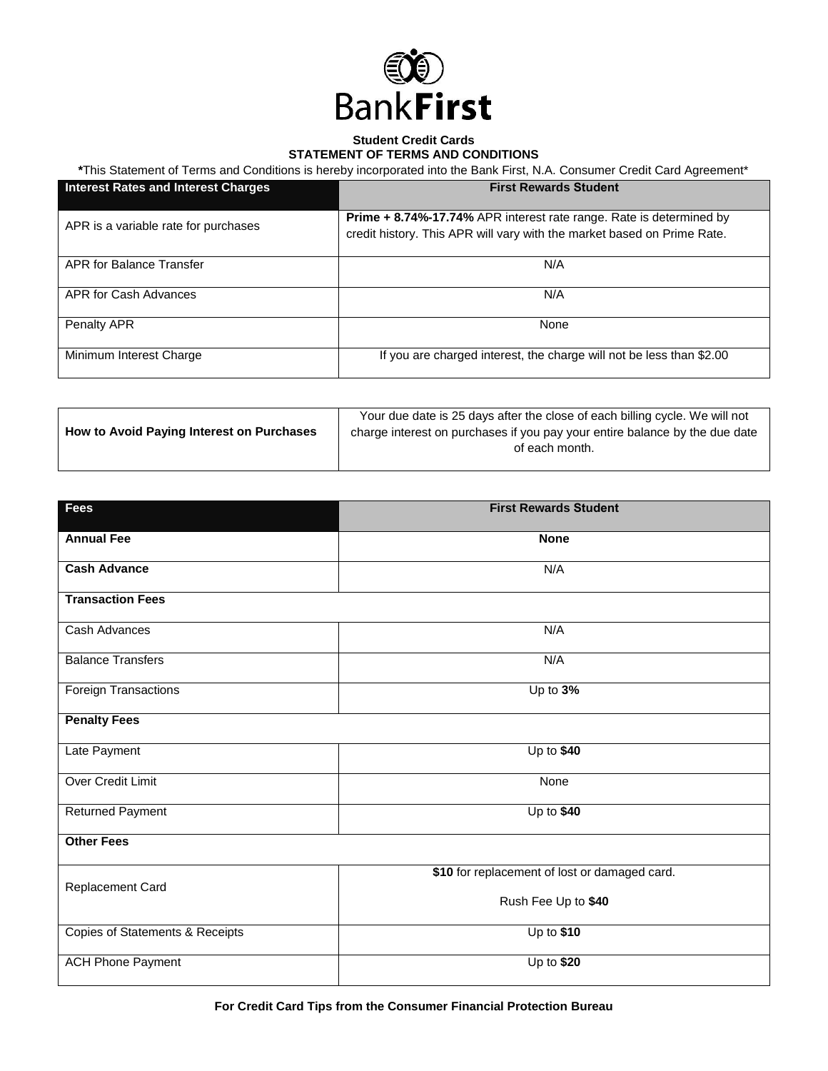BankFirst

**Student Credit Cards**
**STATEMENT OF TERMS AND CONDITIONS**

***This Statement of Terms and Conditions is hereby incorporated into the Bank First, N.A. Consumer Credit Card Agreement***

| **Interest Rates and Interest Charges** | **First Rewards Student** |
|---|---|
| APR is a variable rate for purchases | **Prime + 8.74%-17.74%** APR interest rate range. Rate is determined by credit history. This APR will vary with the market based on Prime Rate. |
| APR for Balance Transfer | N/A |
| APR for Cash Advances | N/A |
| Penalty APR | None |
| Minimum Interest Charge | If you are charged interest, the charge will not be less than $2.00 |

| | |
|---|---|
| **How to Avoid Paying Interest on Purchases** | Your due date is 25 days after the close of each billing cycle. We will not charge interest on purchases if you pay your entire balance by the due date of each month. |

| **Fees** | **First Rewards Student** |
|---|---|
| **Annual Fee** | **None** |
| **Cash Advance** | N/A |
| **Transaction Fees** | |
| Cash Advances | N/A |
| Balance Transfers | N/A |
| Foreign Transactions | Up to **3%** |
| **Penalty Fees** | |
| Late Payment | Up to **$40** |
| Over Credit Limit | None |
| Returned Payment | Up to **$40** |
| **Other Fees** | |
| Replacement Card | **$10** for replacement of lost or damaged card.<br><br>Rush Fee Up to **$40** |
| Copies of Statements & Receipts | Up to **$10** |
| ACH Phone Payment | Up to **$20** |

**For Credit Card Tips from the Consumer Financial Protection Bureau**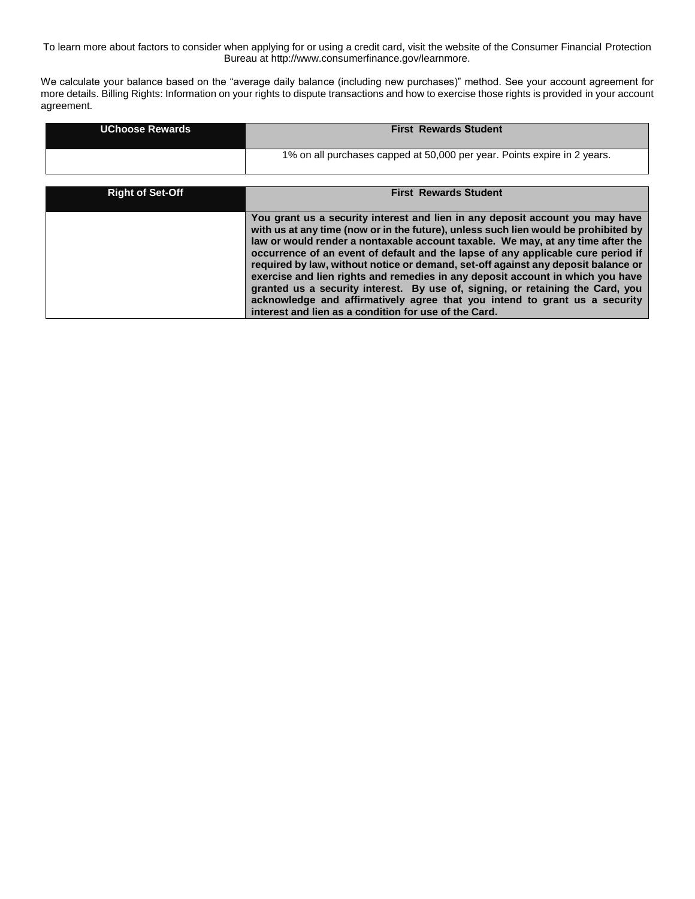To learn more about factors to consider when applying for or using a credit card, visit the website of the Consumer Financial Protection Bureau at http://www.consumerfinance.gov/learnmore.

We calculate your balance based on the "average daily balance (including new purchases)" method. See your account agreement for more details. Billing Rights: Information on your rights to dispute transactions and how to exercise those rights is provided in your account agreement.

| UChoose Rewards | First Rewards Student |
|---|---|
| | 1% on all purchases capped at 50,000 per year. Points expire in 2 years. |

| Right of Set-Off | First Rewards Student |
|---|---|
| | **You grant us a security interest and lien in any deposit account you may have with us at any time (now or in the future), unless such lien would be prohibited by law or would render a nontaxable account taxable. We may, at any time after the occurrence of an event of default and the lapse of any applicable cure period if required by law, without notice or demand, set-off against any deposit balance or exercise and lien rights and remedies in any deposit account in which you have granted us a security interest. By use of, signing, or retaining the Card, you acknowledge and affirmatively agree that you intend to grant us a security interest and lien as a condition for use of the Card.** |